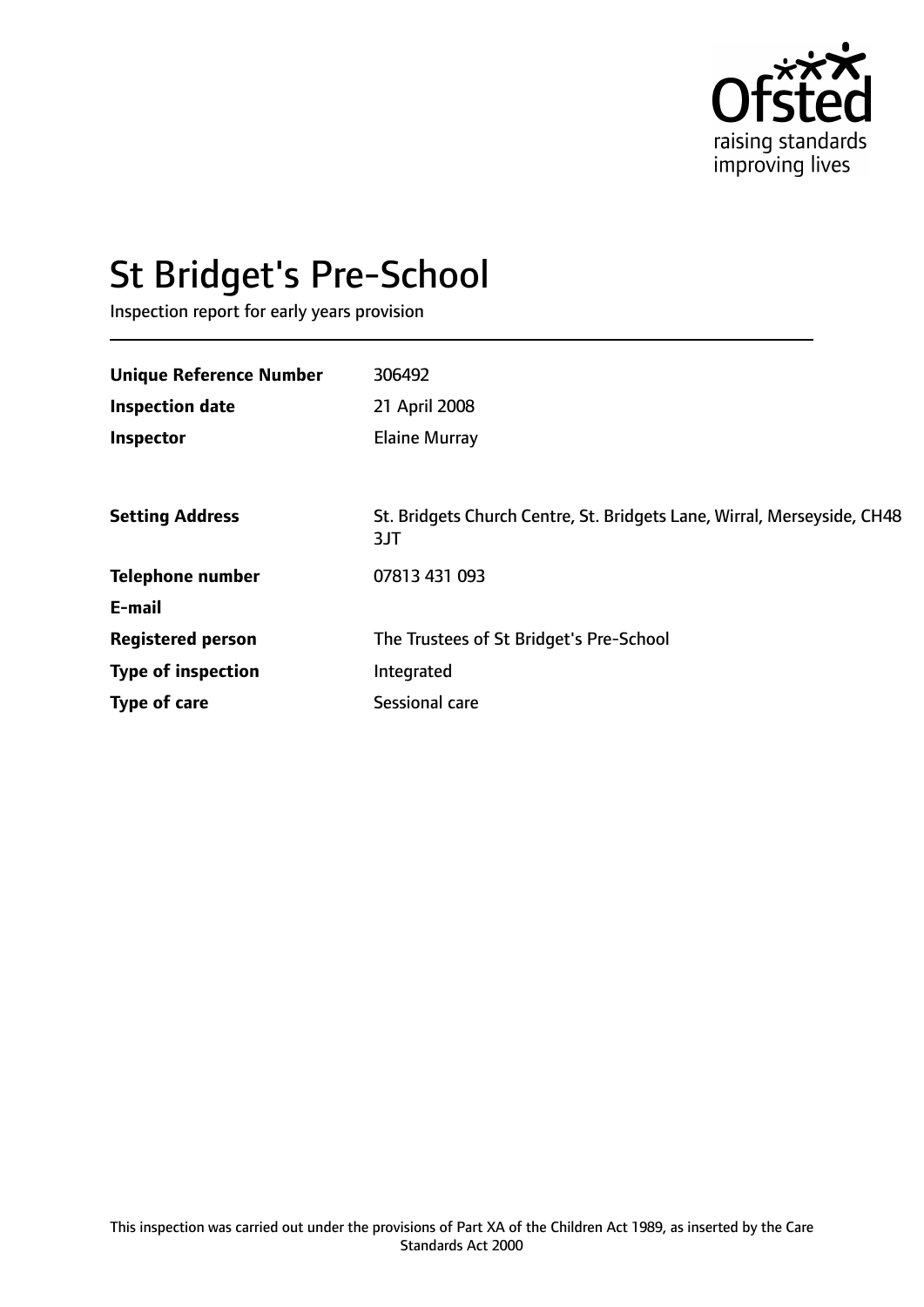# St Bridget's Pre-School

Inspection report for early years provision

| | |
|---|---|
| **Unique Reference Number** | 306492 |
| **Inspection date** | 21 April 2008 |
| **Inspector** | Elaine Murray |

| | |
|---|---|
| **Setting Address** | St. Bridgets Church Centre, St. Bridgets Lane, Wirral, Merseyside, CH48 3JT |
| **Telephone number** | 07813 431 093 |
| **E-mail** | |
| **Registered person** | The Trustees of St Bridget's Pre-School |
| **Type of inspection** | Integrated |
| **Type of care** | Sessional care |

This inspection was carried out under the provisions of Part XA of the Children Act 1989, as inserted by the Care Standards Act 2000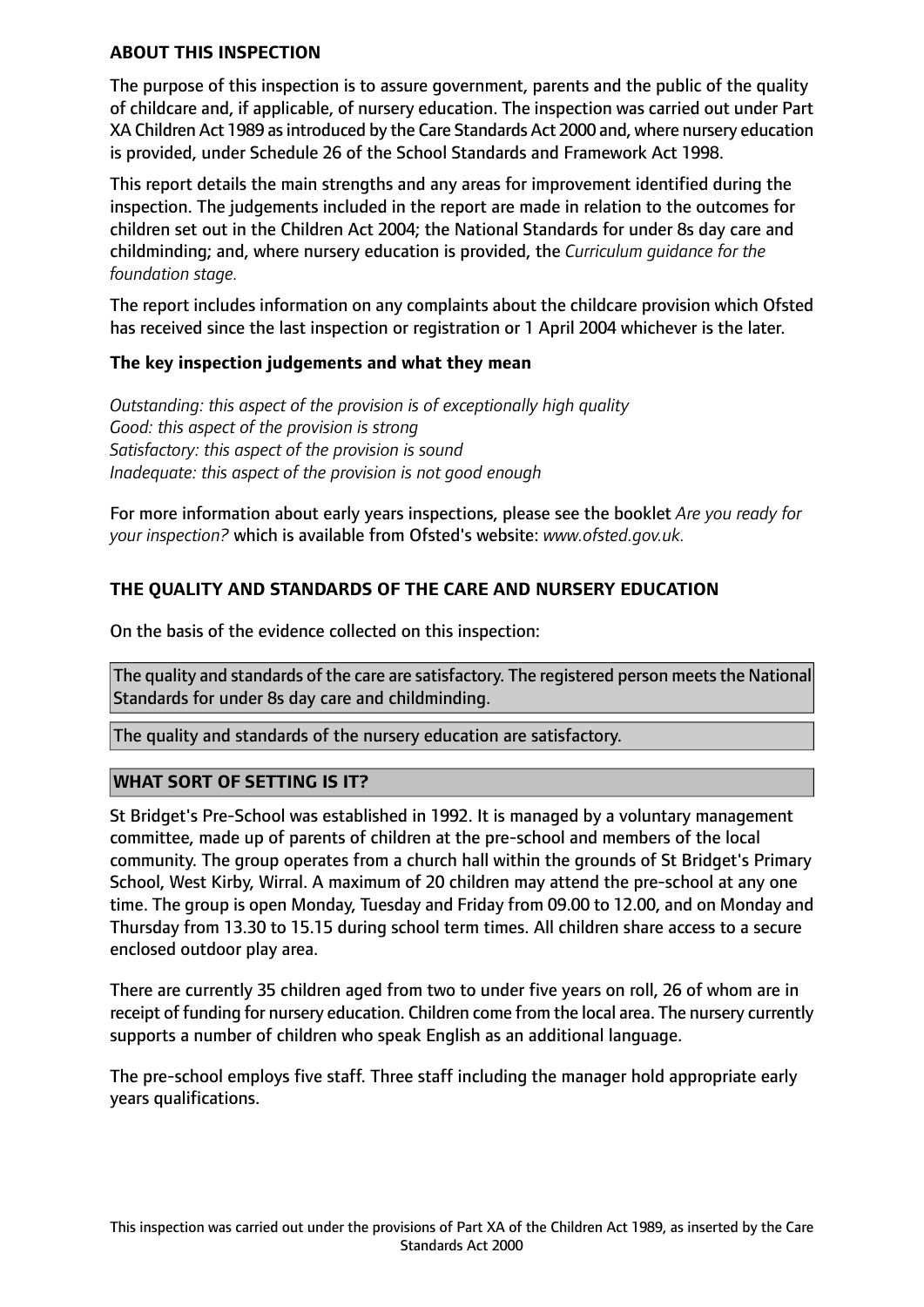## ABOUT THIS INSPECTION

The purpose of this inspection is to assure government, parents and the public of the quality of childcare and, if applicable, of nursery education. The inspection was carried out under Part XA Children Act 1989 as introduced by the Care Standards Act 2000 and, where nursery education is provided, under Schedule 26 of the School Standards and Framework Act 1998.

This report details the main strengths and any areas for improvement identified during the inspection. The judgements included in the report are made in relation to the outcomes for children set out in the Children Act 2004; the National Standards for under 8s day care and childminding; and, where nursery education is provided, the *Curriculum guidance for the foundation stage.*

The report includes information on any complaints about the childcare provision which Ofsted has received since the last inspection or registration or 1 April 2004 whichever is the later.

### The key inspection judgements and what they mean

*Outstanding: this aspect of the provision is of exceptionally high quality*
*Good: this aspect of the provision is strong*
*Satisfactory: this aspect of the provision is sound*
*Inadequate: this aspect of the provision is not good enough*

For more information about early years inspections, please see the booklet *Are you ready for your inspection?* which is available from Ofsted's website: *www.ofsted.gov.uk.*

## THE QUALITY AND STANDARDS OF THE CARE AND NURSERY EDUCATION

On the basis of the evidence collected on this inspection:

The quality and standards of the care are satisfactory. The registered person meets the National Standards for under 8s day care and childminding.

The quality and standards of the nursery education are satisfactory.

## WHAT SORT OF SETTING IS IT?

St Bridget's Pre-School was established in 1992. It is managed by a voluntary management committee, made up of parents of children at the pre-school and members of the local community. The group operates from a church hall within the grounds of St Bridget's Primary School, West Kirby, Wirral. A maximum of 20 children may attend the pre-school at any one time. The group is open Monday, Tuesday and Friday from 09.00 to 12.00, and on Monday and Thursday from 13.30 to 15.15 during school term times. All children share access to a secure enclosed outdoor play area.

There are currently 35 children aged from two to under five years on roll, 26 of whom are in receipt of funding for nursery education. Children come from the local area. The nursery currently supports a number of children who speak English as an additional language.

The pre-school employs five staff. Three staff including the manager hold appropriate early years qualifications.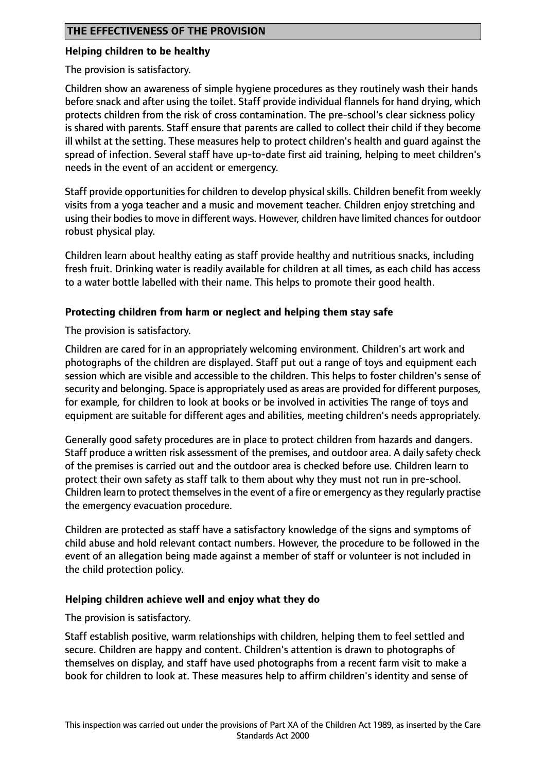## THE EFFECTIVENESS OF THE PROVISION

### Helping children to be healthy

The provision is satisfactory.

Children show an awareness of simple hygiene procedures as they routinely wash their hands before snack and after using the toilet. Staff provide individual flannels for hand drying, which protects children from the risk of cross contamination. The pre-school's clear sickness policy is shared with parents. Staff ensure that parents are called to collect their child if they become ill whilst at the setting. These measures help to protect children's health and guard against the spread of infection. Several staff have up-to-date first aid training, helping to meet children's needs in the event of an accident or emergency.

Staff provide opportunities for children to develop physical skills. Children benefit from weekly visits from a yoga teacher and a music and movement teacher. Children enjoy stretching and using their bodies to move in different ways. However, children have limited chances for outdoor robust physical play.

Children learn about healthy eating as staff provide healthy and nutritious snacks, including fresh fruit. Drinking water is readily available for children at all times, as each child has access to a water bottle labelled with their name. This helps to promote their good health.

### Protecting children from harm or neglect and helping them stay safe

The provision is satisfactory.

Children are cared for in an appropriately welcoming environment. Children's art work and photographs of the children are displayed. Staff put out a range of toys and equipment each session which are visible and accessible to the children. This helps to foster children's sense of security and belonging. Space is appropriately used as areas are provided for different purposes, for example, for children to look at books or be involved in activities The range of toys and equipment are suitable for different ages and abilities, meeting children's needs appropriately.

Generally good safety procedures are in place to protect children from hazards and dangers. Staff produce a written risk assessment of the premises, and outdoor area. A daily safety check of the premises is carried out and the outdoor area is checked before use. Children learn to protect their own safety as staff talk to them about why they must not run in pre-school. Children learn to protect themselves in the event of a fire or emergency as they regularly practise the emergency evacuation procedure.

Children are protected as staff have a satisfactory knowledge of the signs and symptoms of child abuse and hold relevant contact numbers. However, the procedure to be followed in the event of an allegation being made against a member of staff or volunteer is not included in the child protection policy.

### Helping children achieve well and enjoy what they do

The provision is satisfactory.

Staff establish positive, warm relationships with children, helping them to feel settled and secure. Children are happy and content. Children's attention is drawn to photographs of themselves on display, and staff have used photographs from a recent farm visit to make a book for children to look at. These measures help to affirm children's identity and sense of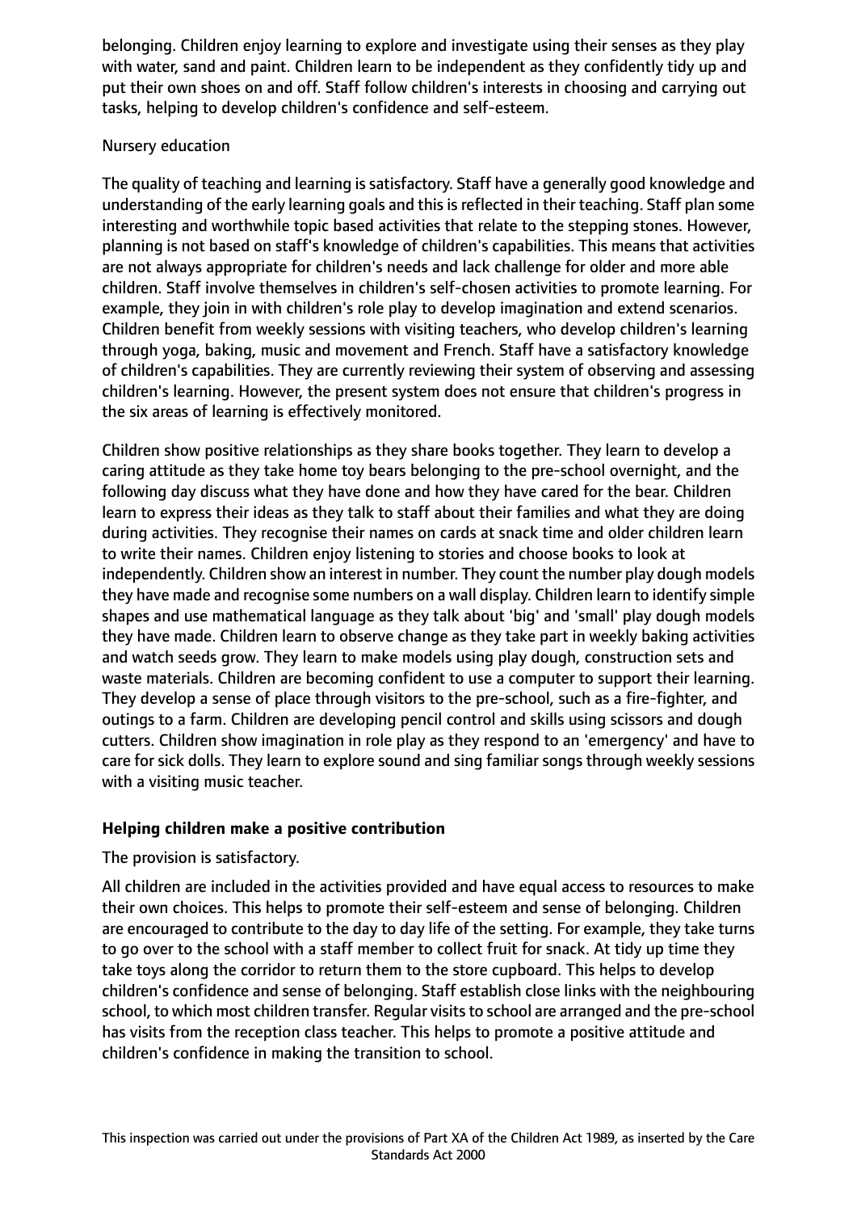belonging. Children enjoy learning to explore and investigate using their senses as they play with water, sand and paint. Children learn to be independent as they confidently tidy up and put their own shoes on and off. Staff follow children's interests in choosing and carrying out tasks, helping to develop children's confidence and self-esteem.

Nursery education

The quality of teaching and learning is satisfactory. Staff have a generally good knowledge and understanding of the early learning goals and this is reflected in their teaching. Staff plan some interesting and worthwhile topic based activities that relate to the stepping stones. However, planning is not based on staff's knowledge of children's capabilities. This means that activities are not always appropriate for children's needs and lack challenge for older and more able children. Staff involve themselves in children's self-chosen activities to promote learning. For example, they join in with children's role play to develop imagination and extend scenarios. Children benefit from weekly sessions with visiting teachers, who develop children's learning through yoga, baking, music and movement and French. Staff have a satisfactory knowledge of children's capabilities. They are currently reviewing their system of observing and assessing children's learning. However, the present system does not ensure that children's progress in the six areas of learning is effectively monitored.

Children show positive relationships as they share books together. They learn to develop a caring attitude as they take home toy bears belonging to the pre-school overnight, and the following day discuss what they have done and how they have cared for the bear. Children learn to express their ideas as they talk to staff about their families and what they are doing during activities. They recognise their names on cards at snack time and older children learn to write their names. Children enjoy listening to stories and choose books to look at independently. Children show an interest in number. They count the number play dough models they have made and recognise some numbers on a wall display. Children learn to identify simple shapes and use mathematical language as they talk about 'big' and 'small' play dough models they have made. Children learn to observe change as they take part in weekly baking activities and watch seeds grow. They learn to make models using play dough, construction sets and waste materials. Children are becoming confident to use a computer to support their learning. They develop a sense of place through visitors to the pre-school, such as a fire-fighter, and outings to a farm. Children are developing pencil control and skills using scissors and dough cutters. Children show imagination in role play as they respond to an 'emergency' and have to care for sick dolls. They learn to explore sound and sing familiar songs through weekly sessions with a visiting music teacher.

**Helping children make a positive contribution**

The provision is satisfactory.

All children are included in the activities provided and have equal access to resources to make their own choices. This helps to promote their self-esteem and sense of belonging. Children are encouraged to contribute to the day to day life of the setting. For example, they take turns to go over to the school with a staff member to collect fruit for snack. At tidy up time they take toys along the corridor to return them to the store cupboard. This helps to develop children's confidence and sense of belonging. Staff establish close links with the neighbouring school, to which most children transfer. Regular visits to school are arranged and the pre-school has visits from the reception class teacher. This helps to promote a positive attitude and children's confidence in making the transition to school.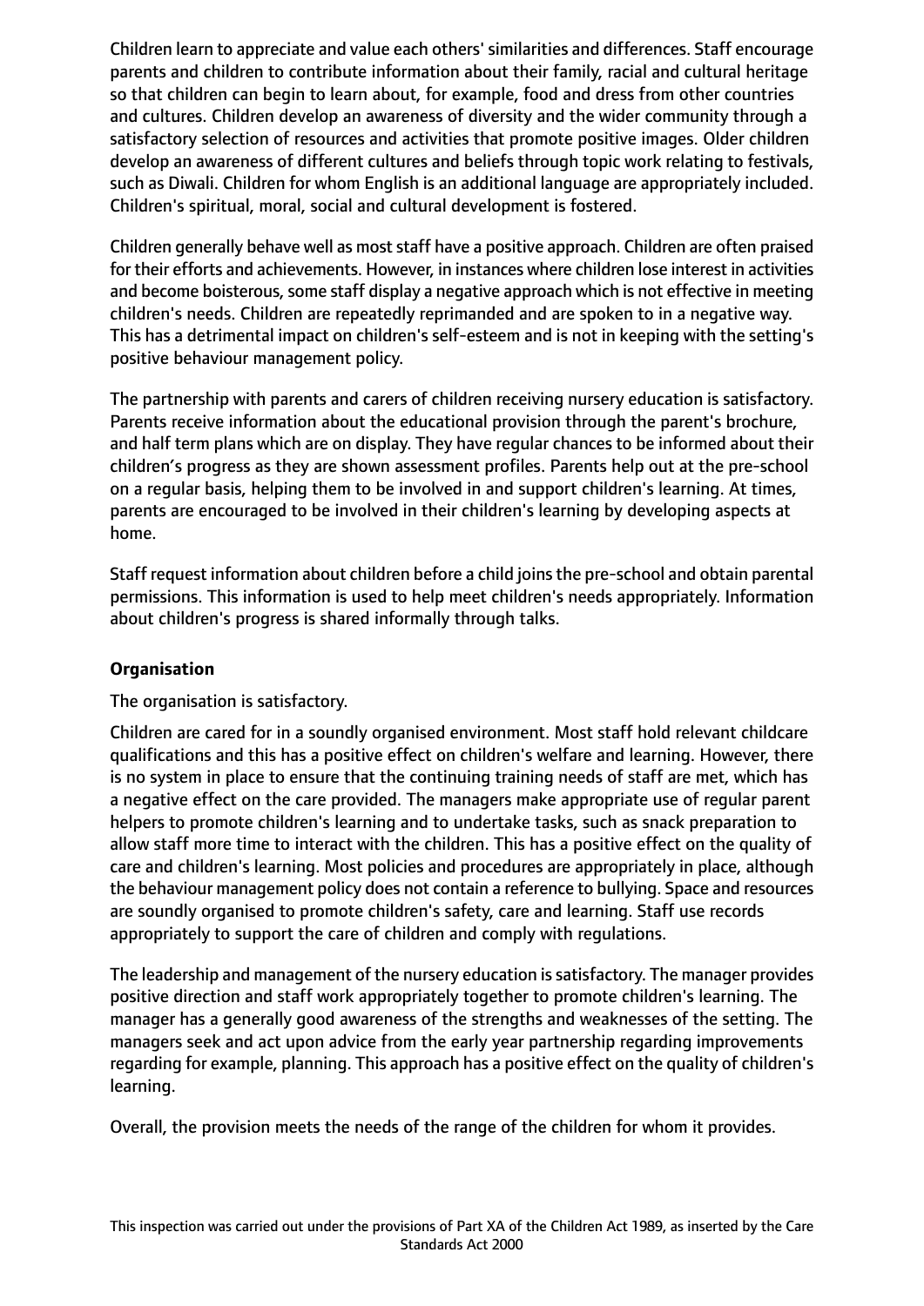Children learn to appreciate and value each others' similarities and differences. Staff encourage parents and children to contribute information about their family, racial and cultural heritage so that children can begin to learn about, for example, food and dress from other countries and cultures. Children develop an awareness of diversity and the wider community through a satisfactory selection of resources and activities that promote positive images. Older children develop an awareness of different cultures and beliefs through topic work relating to festivals, such as Diwali. Children for whom English is an additional language are appropriately included. Children's spiritual, moral, social and cultural development is fostered.

Children generally behave well as most staff have a positive approach. Children are often praised for their efforts and achievements. However, in instances where children lose interest in activities and become boisterous, some staff display a negative approach which is not effective in meeting children's needs. Children are repeatedly reprimanded and are spoken to in a negative way. This has a detrimental impact on children's self-esteem and is not in keeping with the setting's positive behaviour management policy.

The partnership with parents and carers of children receiving nursery education is satisfactory. Parents receive information about the educational provision through the parent's brochure, and half term plans which are on display. They have regular chances to be informed about their children's progress as they are shown assessment profiles. Parents help out at the pre-school on a regular basis, helping them to be involved in and support children's learning. At times, parents are encouraged to be involved in their children's learning by developing aspects at home.

Staff request information about children before a child joins the pre-school and obtain parental permissions. This information is used to help meet children's needs appropriately. Information about children's progress is shared informally through talks.

**Organisation**

The organisation is satisfactory.

Children are cared for in a soundly organised environment. Most staff hold relevant childcare qualifications and this has a positive effect on children's welfare and learning. However, there is no system in place to ensure that the continuing training needs of staff are met, which has a negative effect on the care provided. The managers make appropriate use of regular parent helpers to promote children's learning and to undertake tasks, such as snack preparation to allow staff more time to interact with the children. This has a positive effect on the quality of care and children's learning. Most policies and procedures are appropriately in place, although the behaviour management policy does not contain a reference to bullying. Space and resources are soundly organised to promote children's safety, care and learning. Staff use records appropriately to support the care of children and comply with regulations.

The leadership and management of the nursery education is satisfactory. The manager provides positive direction and staff work appropriately together to promote children's learning. The manager has a generally good awareness of the strengths and weaknesses of the setting. The managers seek and act upon advice from the early year partnership regarding improvements regarding for example, planning. This approach has a positive effect on the quality of children's learning.

Overall, the provision meets the needs of the range of the children for whom it provides.

This inspection was carried out under the provisions of Part XA of the Children Act 1989, as inserted by the Care Standards Act 2000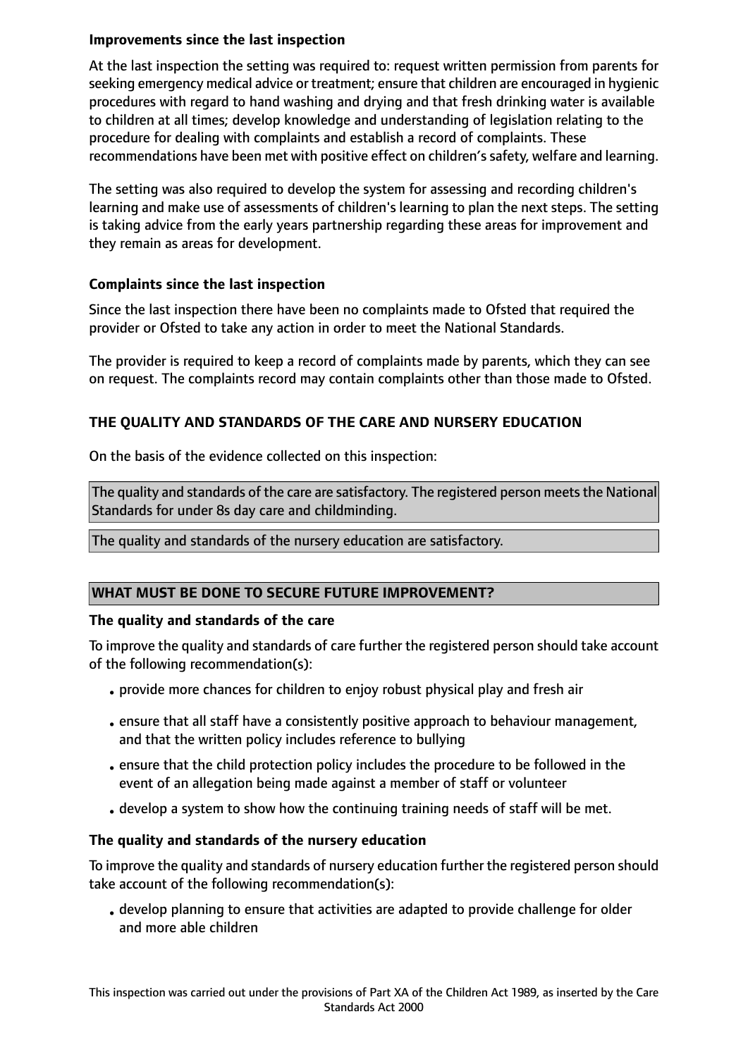**Improvements since the last inspection**

At the last inspection the setting was required to: request written permission from parents for seeking emergency medical advice or treatment; ensure that children are encouraged in hygienic procedures with regard to hand washing and drying and that fresh drinking water is available to children at all times; develop knowledge and understanding of legislation relating to the procedure for dealing with complaints and establish a record of complaints. These recommendations have been met with positive effect on children's safety, welfare and learning.

The setting was also required to develop the system for assessing and recording children's learning and make use of assessments of children's learning to plan the next steps. The setting is taking advice from the early years partnership regarding these areas for improvement and they remain as areas for development.

**Complaints since the last inspection**

Since the last inspection there have been no complaints made to Ofsted that required the provider or Ofsted to take any action in order to meet the National Standards.

The provider is required to keep a record of complaints made by parents, which they can see on request. The complaints record may contain complaints other than those made to Ofsted.

**THE QUALITY AND STANDARDS OF THE CARE AND NURSERY EDUCATION**

On the basis of the evidence collected on this inspection:

The quality and standards of the care are satisfactory. The registered person meets the National Standards for under 8s day care and childminding.

The quality and standards of the nursery education are satisfactory.

**WHAT MUST BE DONE TO SECURE FUTURE IMPROVEMENT?**

**The quality and standards of the care**

To improve the quality and standards of care further the registered person should take account of the following recommendation(s):

- provide more chances for children to enjoy robust physical play and fresh air
- ensure that all staff have a consistently positive approach to behaviour management, and that the written policy includes reference to bullying
- ensure that the child protection policy includes the procedure to be followed in the event of an allegation being made against a member of staff or volunteer
- develop a system to show how the continuing training needs of staff will be met.

**The quality and standards of the nursery education**

To improve the quality and standards of nursery education further the registered person should take account of the following recommendation(s):

- develop planning to ensure that activities are adapted to provide challenge for older and more able children

This inspection was carried out under the provisions of Part XA of the Children Act 1989, as inserted by the Care Standards Act 2000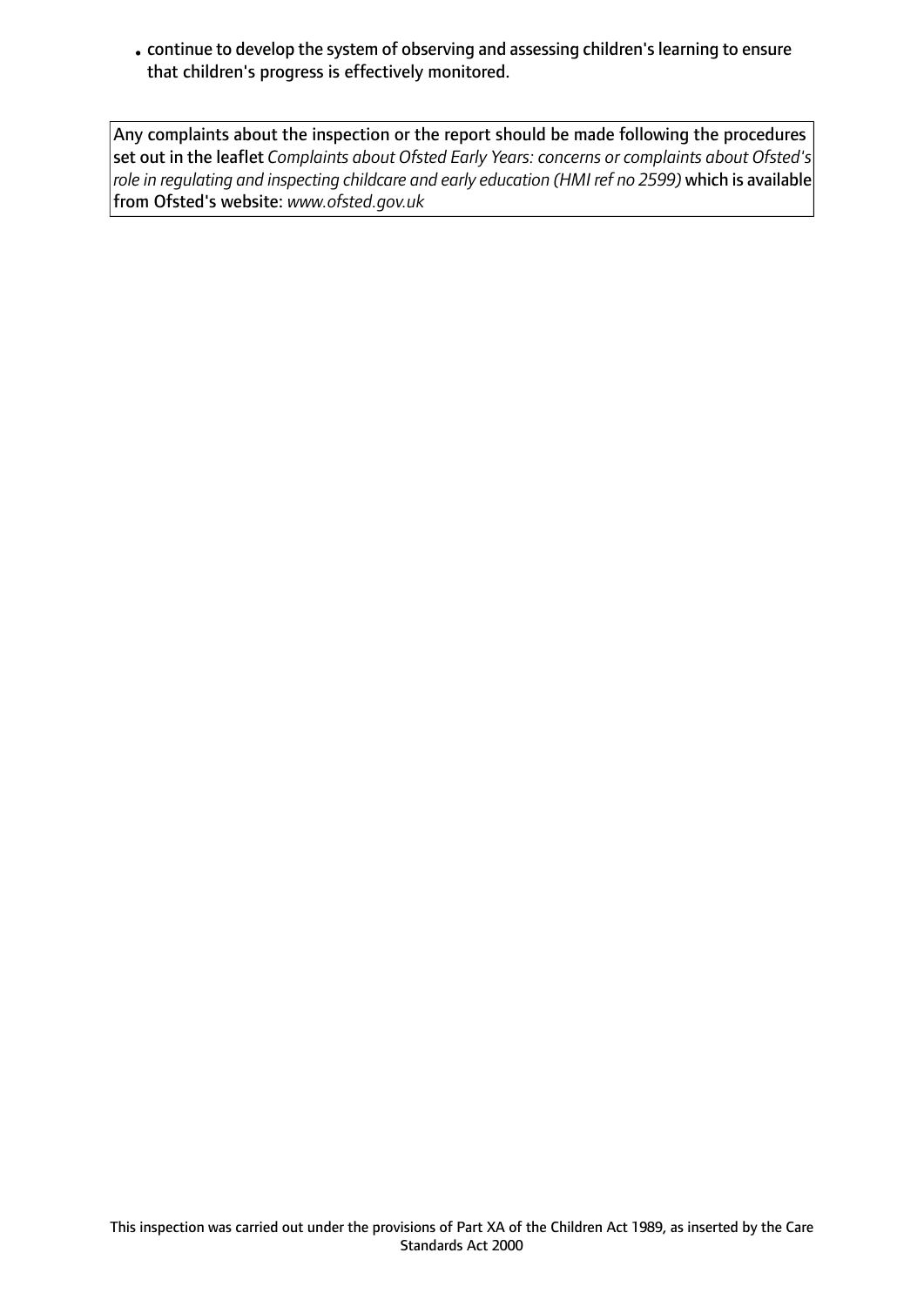- continue to develop the system of observing and assessing children's learning to ensure that children's progress is effectively monitored.

Any complaints about the inspection or the report should be made following the procedures set out in the leaflet *Complaints about Ofsted Early Years: concerns or complaints about Ofsted's role in regulating and inspecting childcare and early education (HMI ref no 2599)* which is available from Ofsted's website: *www.ofsted.gov.uk*

This inspection was carried out under the provisions of Part XA of the Children Act 1989, as inserted by the Care Standards Act 2000